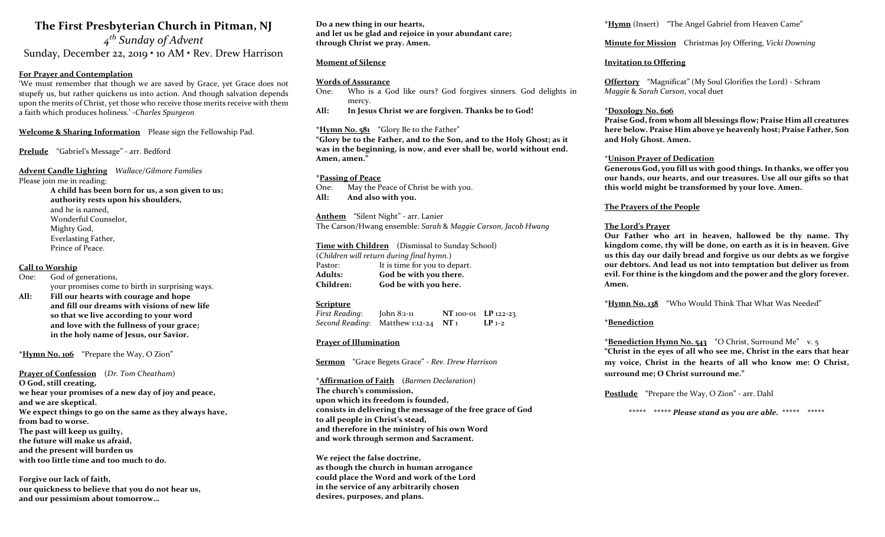# The First Presbyterian Church in Pitman, NJ

*4th Sunday of Advent*

Sunday, December 22, 2019 • 10 AM • Rev. Drew Harrison

**For Prayer and Contemplation**

'We must remember that though we are saved by Grace, yet Grace does not stupefy us, but rather quickens us into action. And though salvation depends upon the merits of Christ, yet those who receive those merits receive with them a faith which produces holiness.' *-Charles Spurgeon*

**Welcome & Sharing Information** Please sign the Fellowship Pad.

**Prelude** "Gabriel's Message" - arr. Bedford

**Advent Candle Lighting** *Wallace/Gilmore Families*

Please join me in reading:

**A child has been born for us, a son given to us;**
**authority rests upon his shoulders,**
and he is named,
Wonderful Counselor,
Mighty God,
Everlasting Father,
Prince of Peace.

**Call to Worship**

One: God of generations, your promises come to birth in surprising ways.

**All: Fill our hearts with courage and hope and fill our dreams with visions of new life so that we live according to your word and love with the fullness of your grace; in the holy name of Jesus, our Savior.**

*Hymn No. 106 "Prepare the Way, O Zion"

**Prayer of Confession** (*Dr. Tom Cheatham*)

**O God, still creating,**
**we hear your promises of a new day of joy and peace,**
**and we are skeptical.**
**We expect things to go on the same as they always have,**
**from bad to worse.**
**The past will keep us guilty,**
**the future will make us afraid,**
**and the present will burden us**
**with too little time and too much to do.**

**Forgive our lack of faith,**
**our quickness to believe that you do not hear us,**
**and our pessimism about tomorrow…**
**Do a new thing in our hearts,**
**and let us be glad and rejoice in your abundant care;**
**through Christ we pray. Amen.**

**Moment of Silence**

**Words of Assurance**

One: Who is a God like ours? God forgives sinners. God delights in mercy.

**All: In Jesus Christ we are forgiven. Thanks be to God!**

*Hymn No. 581 "Glory Be to the Father"

**"Glory be to the Father, and to the Son, and to the Holy Ghost; as it was in the beginning, is now, and ever shall be, world without end. Amen, amen."**

***Passing of Peace**

One: May the Peace of Christ be with you.

**All: And also with you.**

**Anthem** "Silent Night" - arr. Lanier

The Carson/Hwang ensemble: *Sarah & Maggie Carson, Jacob Hwang*

**Time with Children** (Dismissal to Sunday School)

(*Children will return during final hymn.*)

Pastor: It is time for you to depart.

**Adults: God be with you there.**

**Children: God be with you here.**

**Scripture**

| | | | |
|---|---|---|---|
| *First Reading:* | John 8:1-11 | **NT** 100-01 | **LP** 122-23 |
| *Second Reading:* | Matthew 1:12-24 | **NT** 1 | **LP** 1-2 |

**Prayer of Illumination**

**Sermon** "Grace Begets Grace" - *Rev. Drew Harrison*

***Affirmation of Faith** (*Barmen Declaration*)

**The church's commission,**
**upon which its freedom is founded,**
**consists in delivering the message of the free grace of God**
**to all people in Christ's stead,**
**and therefore in the ministry of his own Word**
**and work through sermon and Sacrament.**

**We reject the false doctrine,**
**as though the church in human arrogance**
**could place the Word and work of the Lord**
**in the service of any arbitrarily chosen**
**desires, purposes, and plans.**

*Hymn (Insert) "The Angel Gabriel from Heaven Came"

**Minute for Mission** Christmas Joy Offering, *Vicki Downing*

**Invitation to Offering**

**Offertory** "Magnificat" (My Soul Glorifies the Lord) - Schram

*Maggie & Sarah Carson*, vocal duet

***Doxology No. 606**

**Praise God, from whom all blessings flow; Praise Him all creatures here below. Praise Him above ye heavenly host; Praise Father, Son and Holy Ghost. Amen.**

***Unison Prayer of Dedication**

**Generous God, you fill us with good things. In thanks, we offer you our hands, our hearts, and our treasures. Use all our gifts so that this world might be transformed by your love. Amen.**

**The Prayers of the People**

**The Lord's Prayer**

**Our Father who art in heaven, hallowed be thy name. Thy kingdom come, thy will be done, on earth as it is in heaven. Give us this day our daily bread and forgive us our debts as we forgive our debtors. And lead us not into temptation but deliver us from evil. For thine is the kingdom and the power and the glory forever. Amen.**

*Hymn No. 138 "Who Would Think That What Was Needed"

***Benediction**

*Benediction Hymn No. 543 "O Christ, Surround Me" v. 5

**"Christ in the eyes of all who see me, Christ in the ears that hear my voice, Christ in the hearts of all who know me: O Christ, surround me; O Christ surround me."**

**Postlude** "Prepare the Way, O Zion" - arr. Dahl

\*\*\*\*\* \*\*\*\*\* ***Please stand as you are able.*** \*\*\*\*\* \*\*\*\*\*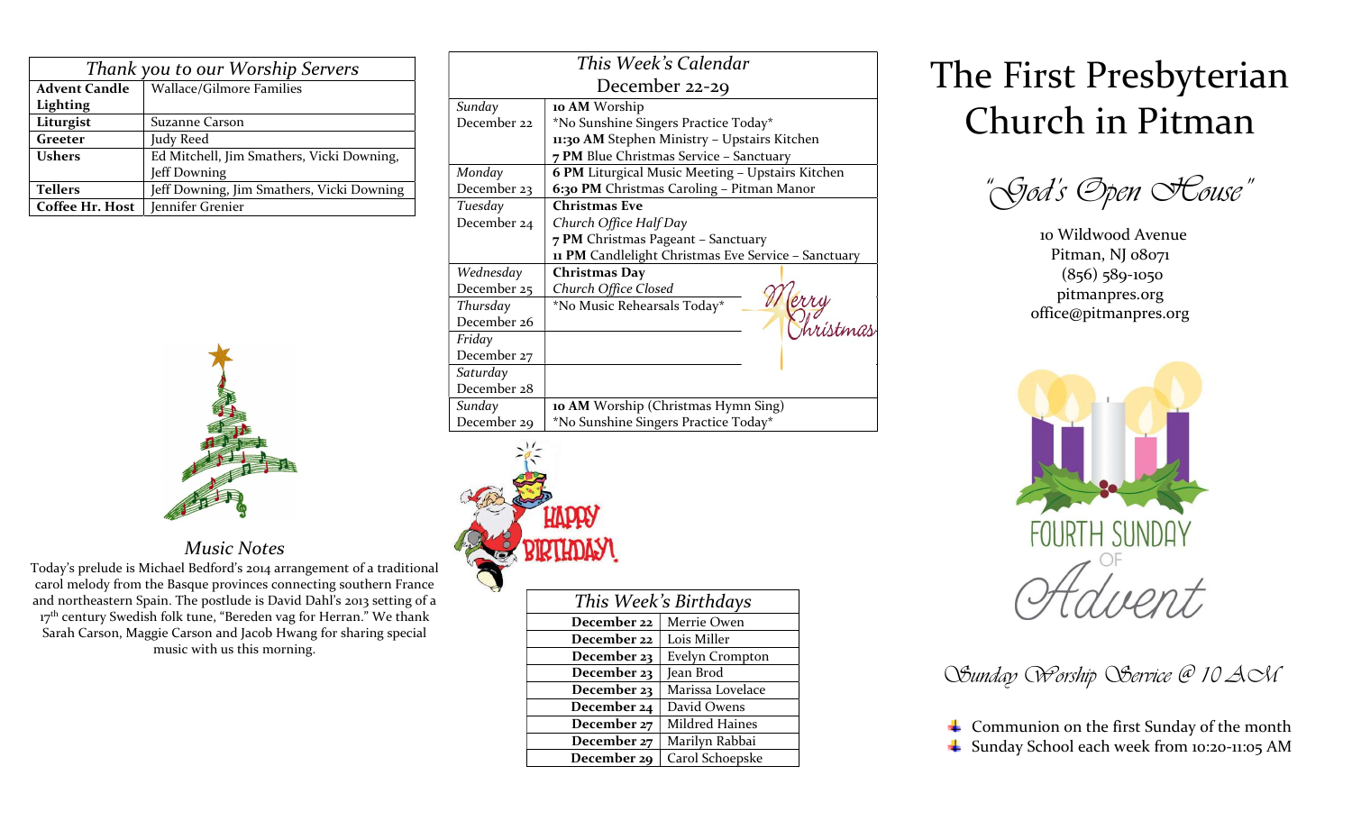| Thank you to our Worship Servers | |
|---|---|
| **Advent Candle Lighting** | Wallace/Gilmore Families |
| **Liturgist** | Suzanne Carson |
| **Greeter** | Judy Reed |
| **Ushers** | Ed Mitchell, Jim Smathers, Vicki Downing, Jeff Downing |
| **Tellers** | Jeff Downing, Jim Smathers, Vicki Downing |
| **Coffee Hr. Host** | Jennifer Grenier |

### *Music Notes*

Today's prelude is Michael Bedford's 2014 arrangement of a traditional carol melody from the Basque provinces connecting southern France and northeastern Spain. The postlude is David Dahl's 2013 setting of a 17th century Swedish folk tune, "Bereden vag for Herran." We thank Sarah Carson, Maggie Carson and Jacob Hwang for sharing special music with us this morning.

| This Week's Calendar December 22-29 | |
|---|---|
| *Sunday* December 22 | **10 AM** Worship<br>\*No Sunshine Singers Practice Today\*<br>**11:30 AM** Stephen Ministry – Upstairs Kitchen<br>**7 PM** Blue Christmas Service – Sanctuary |
| *Monday* December 23 | **6 PM** Liturgical Music Meeting – Upstairs Kitchen<br>**6:30 PM** Christmas Caroling – Pitman Manor |
| *Tuesday* December 24 | **Christmas Eve**<br>*Church Office Half Day*<br>**7 PM** Christmas Pageant – Sanctuary<br>**11 PM** Candlelight Christmas Eve Service – Sanctuary |
| *Wednesday* December 25 | **Christmas Day**<br>*Church Office Closed* |
| *Thursday* December 26 | \*No Music Rehearsals Today\* |
| *Friday* December 27 | |
| *Saturday* December 28 | |
| *Sunday* December 29 | **10 AM** Worship (Christmas Hymn Sing)<br>\*No Sunshine Singers Practice Today\* |

Merry Christmas

HAPPY BIRTHDAY!

| This Week's Birthdays | |
|---|---|
| **December 22** | Merrie Owen |
| **December 22** | Lois Miller |
| **December 23** | Evelyn Crompton |
| **December 23** | Jean Brod |
| **December 23** | Marissa Lovelace |
| **December 24** | David Owens |
| **December 27** | Mildred Haines |
| **December 27** | Marilyn Rabbai |
| **December 29** | Carol Schoepske |

# The First Presbyterian Church in Pitman

*"God's Open House"*

10 Wildwood Avenue
Pitman, NJ 08071
(856) 589-1050
pitmanpres.org
office@pitmanpres.org

FOURTH SUNDAY OF Advent

*Sunday Worship Service @ 10 AM*

- Communion on the first Sunday of the month
- Sunday School each week from 10:20-11:05 AM